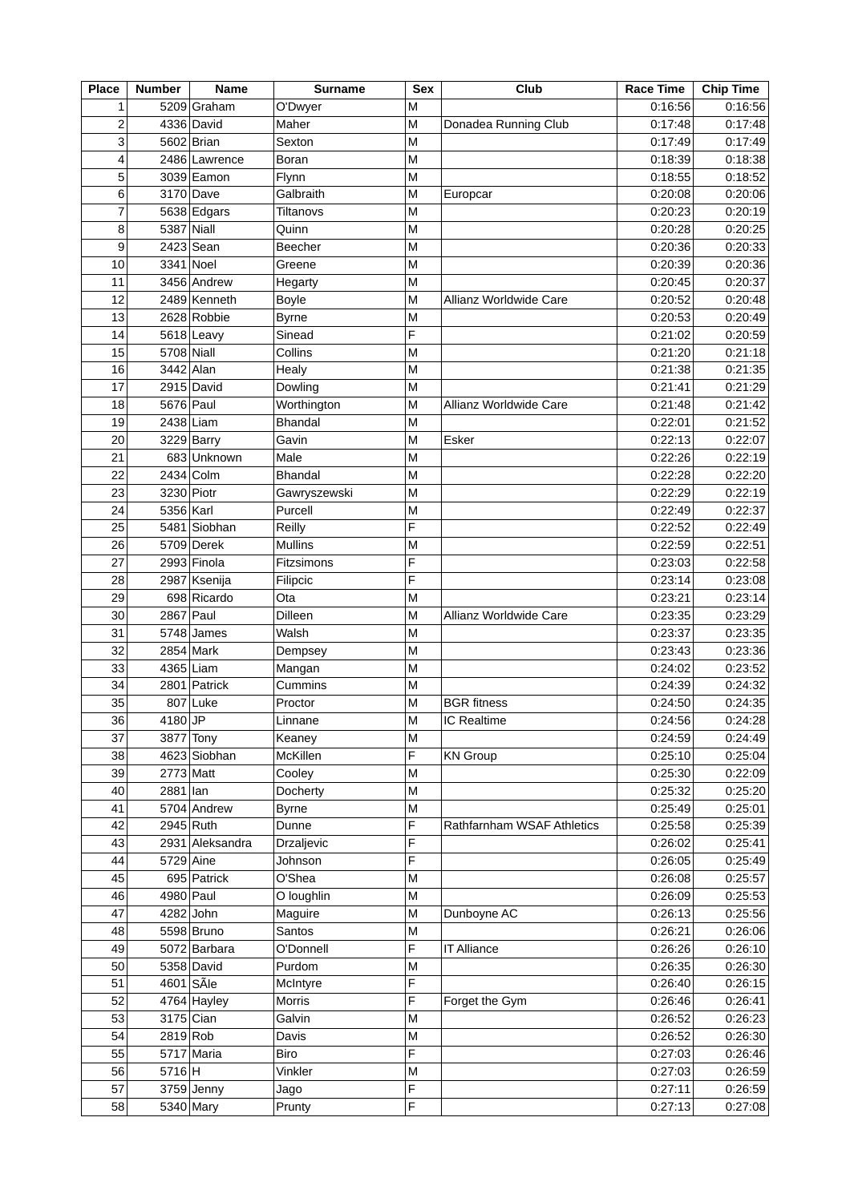| Place | Number | Name | Surname | Sex | Club | Race Time | Chip Time |
|---|---|---|---|---|---|---|---|
| 1 | 5209 | Graham | O'Dwyer | M | | 0:16:56 | 0:16:56 |
| 2 | 4336 | David | Maher | M | Donadea Running Club | 0:17:48 | 0:17:48 |
| 3 | 5602 | Brian | Sexton | M | | 0:17:49 | 0:17:49 |
| 4 | 2486 | Lawrence | Boran | M | | 0:18:39 | 0:18:38 |
| 5 | 3039 | Eamon | Flynn | M | | 0:18:55 | 0:18:52 |
| 6 | 3170 | Dave | Galbraith | M | Europcar | 0:20:08 | 0:20:06 |
| 7 | 5638 | Edgars | Tiltanovs | M | | 0:20:23 | 0:20:19 |
| 8 | 5387 | Niall | Quinn | M | | 0:20:28 | 0:20:25 |
| 9 | 2423 | Sean | Beecher | M | | 0:20:36 | 0:20:33 |
| 10 | 3341 | Noel | Greene | M | | 0:20:39 | 0:20:36 |
| 11 | 3456 | Andrew | Hegarty | M | | 0:20:45 | 0:20:37 |
| 12 | 2489 | Kenneth | Boyle | M | Allianz Worldwide Care | 0:20:52 | 0:20:48 |
| 13 | 2628 | Robbie | Byrne | M | | 0:20:53 | 0:20:49 |
| 14 | 5618 | Leavy | Sinead | F | | 0:21:02 | 0:20:59 |
| 15 | 5708 | Niall | Collins | M | | 0:21:20 | 0:21:18 |
| 16 | 3442 | Alan | Healy | M | | 0:21:38 | 0:21:35 |
| 17 | 2915 | David | Dowling | M | | 0:21:41 | 0:21:29 |
| 18 | 5676 | Paul | Worthington | M | Allianz Worldwide Care | 0:21:48 | 0:21:42 |
| 19 | 2438 | Liam | Bhandal | M | | 0:22:01 | 0:21:52 |
| 20 | 3229 | Barry | Gavin | M | Esker | 0:22:13 | 0:22:07 |
| 21 | 683 | Unknown | Male | M | | 0:22:26 | 0:22:19 |
| 22 | 2434 | Colm | Bhandal | M | | 0:22:28 | 0:22:20 |
| 23 | 3230 | Piotr | Gawryszewski | M | | 0:22:29 | 0:22:19 |
| 24 | 5356 | Karl | Purcell | M | | 0:22:49 | 0:22:37 |
| 25 | 5481 | Siobhan | Reilly | F | | 0:22:52 | 0:22:49 |
| 26 | 5709 | Derek | Mullins | M | | 0:22:59 | 0:22:51 |
| 27 | 2993 | Finola | Fitzsimons | F | | 0:23:03 | 0:22:58 |
| 28 | 2987 | Ksenija | Filipcic | F | | 0:23:14 | 0:23:08 |
| 29 | 698 | Ricardo | Ota | M | | 0:23:21 | 0:23:14 |
| 30 | 2867 | Paul | Dilleen | M | Allianz Worldwide Care | 0:23:35 | 0:23:29 |
| 31 | 5748 | James | Walsh | M | | 0:23:37 | 0:23:35 |
| 32 | 2854 | Mark | Dempsey | M | | 0:23:43 | 0:23:36 |
| 33 | 4365 | Liam | Mangan | M | | 0:24:02 | 0:23:52 |
| 34 | 2801 | Patrick | Cummins | M | | 0:24:39 | 0:24:32 |
| 35 | 807 | Luke | Proctor | M | BGR fitness | 0:24:50 | 0:24:35 |
| 36 | 4180 | JP | Linnane | M | IC Realtime | 0:24:56 | 0:24:28 |
| 37 | 3877 | Tony | Keaney | M | | 0:24:59 | 0:24:49 |
| 38 | 4623 | Siobhan | McKillen | F | KN Group | 0:25:10 | 0:25:04 |
| 39 | 2773 | Matt | Cooley | M | | 0:25:30 | 0:22:09 |
| 40 | 2881 | Ian | Docherty | M | | 0:25:32 | 0:25:20 |
| 41 | 5704 | Andrew | Byrne | M | | 0:25:49 | 0:25:01 |
| 42 | 2945 | Ruth | Dunne | F | Rathfarnham WSAF Athletics | 0:25:58 | 0:25:39 |
| 43 | 2931 | Aleksandra | Drzaljevic | F | | 0:26:02 | 0:25:41 |
| 44 | 5729 | Aine | Johnson | F | | 0:26:05 | 0:25:49 |
| 45 | 695 | Patrick | O'Shea | M | | 0:26:08 | 0:25:57 |
| 46 | 4980 | Paul | O loughlin | M | | 0:26:09 | 0:25:53 |
| 47 | 4282 | John | Maguire | M | Dunboyne AC | 0:26:13 | 0:25:56 |
| 48 | 5598 | Bruno | Santos | M | | 0:26:21 | 0:26:06 |
| 49 | 5072 | Barbara | O'Donnell | F | IT Alliance | 0:26:26 | 0:26:10 |
| 50 | 5358 | David | Purdom | M | | 0:26:35 | 0:26:30 |
| 51 | 4601 | SÃle | McIntyre | F | | 0:26:40 | 0:26:15 |
| 52 | 4764 | Hayley | Morris | F | Forget the Gym | 0:26:46 | 0:26:41 |
| 53 | 3175 | Cian | Galvin | M | | 0:26:52 | 0:26:23 |
| 54 | 2819 | Rob | Davis | M | | 0:26:52 | 0:26:30 |
| 55 | 5717 | Maria | Biro | F | | 0:27:03 | 0:26:46 |
| 56 | 5716 | H | Vinkler | M | | 0:27:03 | 0:26:59 |
| 57 | 3759 | Jenny | Jago | F | | 0:27:11 | 0:26:59 |
| 58 | 5340 | Mary | Prunty | F | | 0:27:13 | 0:27:08 |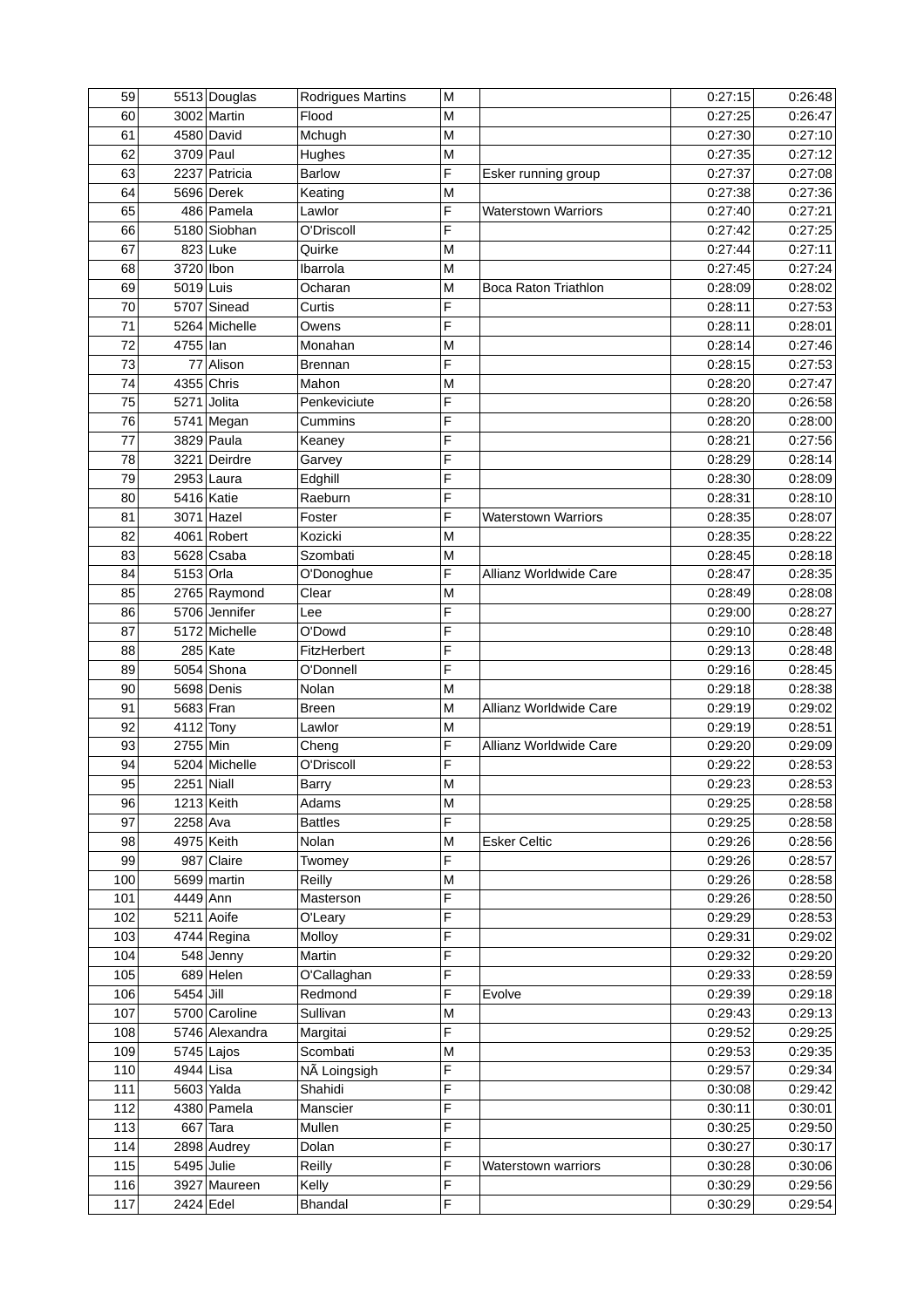| 59 | 5513 | Douglas | Rodrigues Martins | M | | 0:27:15 | 0:26:48 |
|---|---|---|---|---|---|---|---|
| 60 | 3002 | Martin | Flood | M | | 0:27:25 | 0:26:47 |
| 61 | 4580 | David | Mchugh | M | | 0:27:30 | 0:27:10 |
| 62 | 3709 | Paul | Hughes | M | | 0:27:35 | 0:27:12 |
| 63 | 2237 | Patricia | Barlow | F | Esker running group | 0:27:37 | 0:27:08 |
| 64 | 5696 | Derek | Keating | M | | 0:27:38 | 0:27:36 |
| 65 | 486 | Pamela | Lawlor | F | Waterstown Warriors | 0:27:40 | 0:27:21 |
| 66 | 5180 | Siobhan | O'Driscoll | F | | 0:27:42 | 0:27:25 |
| 67 | 823 | Luke | Quirke | M | | 0:27:44 | 0:27:11 |
| 68 | 3720 | Ibon | Ibarrola | M | | 0:27:45 | 0:27:24 |
| 69 | 5019 | Luis | Ocharan | M | Boca Raton Triathlon | 0:28:09 | 0:28:02 |
| 70 | 5707 | Sinead | Curtis | F | | 0:28:11 | 0:27:53 |
| 71 | 5264 | Michelle | Owens | F | | 0:28:11 | 0:28:01 |
| 72 | 4755 | Ian | Monahan | M | | 0:28:14 | 0:27:46 |
| 73 | 77 | Alison | Brennan | F | | 0:28:15 | 0:27:53 |
| 74 | 4355 | Chris | Mahon | M | | 0:28:20 | 0:27:47 |
| 75 | 5271 | Jolita | Penkeviciute | F | | 0:28:20 | 0:26:58 |
| 76 | 5741 | Megan | Cummins | F | | 0:28:20 | 0:28:00 |
| 77 | 3829 | Paula | Keaney | F | | 0:28:21 | 0:27:56 |
| 78 | 3221 | Deirdre | Garvey | F | | 0:28:29 | 0:28:14 |
| 79 | 2953 | Laura | Edghill | F | | 0:28:30 | 0:28:09 |
| 80 | 5416 | Katie | Raeburn | F | | 0:28:31 | 0:28:10 |
| 81 | 3071 | Hazel | Foster | F | Waterstown Warriors | 0:28:35 | 0:28:07 |
| 82 | 4061 | Robert | Kozicki | M | | 0:28:35 | 0:28:22 |
| 83 | 5628 | Csaba | Szombati | M | | 0:28:45 | 0:28:18 |
| 84 | 5153 | Orla | O'Donoghue | F | Allianz Worldwide Care | 0:28:47 | 0:28:35 |
| 85 | 2765 | Raymond | Clear | M | | 0:28:49 | 0:28:08 |
| 86 | 5706 | Jennifer | Lee | F | | 0:29:00 | 0:28:27 |
| 87 | 5172 | Michelle | O'Dowd | F | | 0:29:10 | 0:28:48 |
| 88 | 285 | Kate | FitzHerbert | F | | 0:29:13 | 0:28:48 |
| 89 | 5054 | Shona | O'Donnell | F | | 0:29:16 | 0:28:45 |
| 90 | 5698 | Denis | Nolan | M | | 0:29:18 | 0:28:38 |
| 91 | 5683 | Fran | Breen | M | Allianz Worldwide Care | 0:29:19 | 0:29:02 |
| 92 | 4112 | Tony | Lawlor | M | | 0:29:19 | 0:28:51 |
| 93 | 2755 | Min | Cheng | F | Allianz Worldwide Care | 0:29:20 | 0:29:09 |
| 94 | 5204 | Michelle | O'Driscoll | F | | 0:29:22 | 0:28:53 |
| 95 | 2251 | Niall | Barry | M | | 0:29:23 | 0:28:53 |
| 96 | 1213 | Keith | Adams | M | | 0:29:25 | 0:28:58 |
| 97 | 2258 | Ava | Battles | F | | 0:29:25 | 0:28:58 |
| 98 | 4975 | Keith | Nolan | M | Esker Celtic | 0:29:26 | 0:28:56 |
| 99 | 987 | Claire | Twomey | F | | 0:29:26 | 0:28:57 |
| 100 | 5699 | martin | Reilly | M | | 0:29:26 | 0:28:58 |
| 101 | 4449 | Ann | Masterson | F | | 0:29:26 | 0:28:50 |
| 102 | 5211 | Aoife | O'Leary | F | | 0:29:29 | 0:28:53 |
| 103 | 4744 | Regina | Molloy | F | | 0:29:31 | 0:29:02 |
| 104 | 548 | Jenny | Martin | F | | 0:29:32 | 0:29:20 |
| 105 | 689 | Helen | O'Callaghan | F | | 0:29:33 | 0:28:59 |
| 106 | 5454 | Jill | Redmond | F | Evolve | 0:29:39 | 0:29:18 |
| 107 | 5700 | Caroline | Sullivan | M | | 0:29:43 | 0:29:13 |
| 108 | 5746 | Alexandra | Margitai | F | | 0:29:52 | 0:29:25 |
| 109 | 5745 | Lajos | Scombati | M | | 0:29:53 | 0:29:35 |
| 110 | 4944 | Lisa | NÃ Loingsigh | F | | 0:29:57 | 0:29:34 |
| 111 | 5603 | Yalda | Shahidi | F | | 0:30:08 | 0:29:42 |
| 112 | 4380 | Pamela | Manscier | F | | 0:30:11 | 0:30:01 |
| 113 | 667 | Tara | Mullen | F | | 0:30:25 | 0:29:50 |
| 114 | 2898 | Audrey | Dolan | F | | 0:30:27 | 0:30:17 |
| 115 | 5495 | Julie | Reilly | F | Waterstown warriors | 0:30:28 | 0:30:06 |
| 116 | 3927 | Maureen | Kelly | F | | 0:30:29 | 0:29:56 |
| 117 | 2424 | Edel | Bhandal | F | | 0:30:29 | 0:29:54 |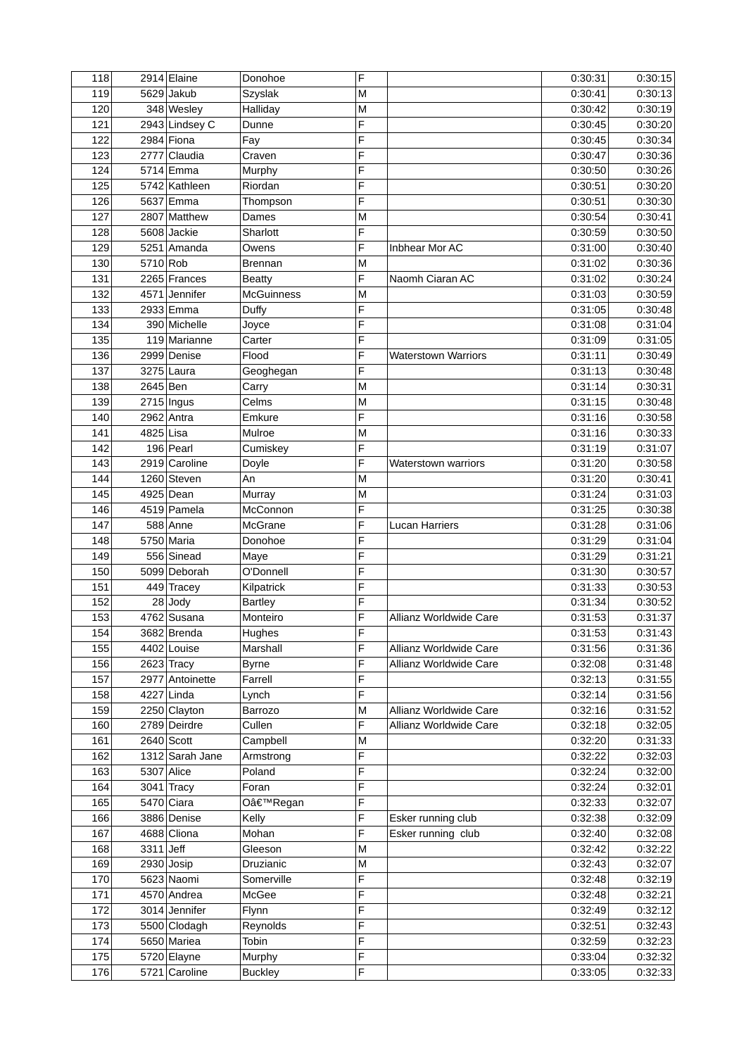| 118 | 2914 | Elaine | Donohoe | F | | 0:30:31 | 0:30:15 |
|---|---|---|---|---|---|---|---|
| 119 | 5629 | Jakub | Szyslak | M | | 0:30:41 | 0:30:13 |
| 120 | 348 | Wesley | Halliday | M | | 0:30:42 | 0:30:19 |
| 121 | 2943 | Lindsey C | Dunne | F | | 0:30:45 | 0:30:20 |
| 122 | 2984 | Fiona | Fay | F | | 0:30:45 | 0:30:34 |
| 123 | 2777 | Claudia | Craven | F | | 0:30:47 | 0:30:36 |
| 124 | 5714 | Emma | Murphy | F | | 0:30:50 | 0:30:26 |
| 125 | 5742 | Kathleen | Riordan | F | | 0:30:51 | 0:30:20 |
| 126 | 5637 | Emma | Thompson | F | | 0:30:51 | 0:30:30 |
| 127 | 2807 | Matthew | Dames | M | | 0:30:54 | 0:30:41 |
| 128 | 5608 | Jackie | Sharlott | F | | 0:30:59 | 0:30:50 |
| 129 | 5251 | Amanda | Owens | F | Inbhear Mor AC | 0:31:00 | 0:30:40 |
| 130 | 5710 | Rob | Brennan | M | | 0:31:02 | 0:30:36 |
| 131 | 2265 | Frances | Beatty | F | Naomh Ciaran AC | 0:31:02 | 0:30:24 |
| 132 | 4571 | Jennifer | McGuinness | M | | 0:31:03 | 0:30:59 |
| 133 | 2933 | Emma | Duffy | F | | 0:31:05 | 0:30:48 |
| 134 | 390 | Michelle | Joyce | F | | 0:31:08 | 0:31:04 |
| 135 | 119 | Marianne | Carter | F | | 0:31:09 | 0:31:05 |
| 136 | 2999 | Denise | Flood | F | Waterstown Warriors | 0:31:11 | 0:30:49 |
| 137 | 3275 | Laura | Geoghegan | F | | 0:31:13 | 0:30:48 |
| 138 | 2645 | Ben | Carry | M | | 0:31:14 | 0:30:31 |
| 139 | 2715 | Ingus | Celms | M | | 0:31:15 | 0:30:48 |
| 140 | 2962 | Antra | Emkure | F | | 0:31:16 | 0:30:58 |
| 141 | 4825 | Lisa | Mulroe | M | | 0:31:16 | 0:30:33 |
| 142 | 196 | Pearl | Cumiskey | F | | 0:31:19 | 0:31:07 |
| 143 | 2919 | Caroline | Doyle | F | Waterstown warriors | 0:31:20 | 0:30:58 |
| 144 | 1260 | Steven | An | M | | 0:31:20 | 0:30:41 |
| 145 | 4925 | Dean | Murray | M | | 0:31:24 | 0:31:03 |
| 146 | 4519 | Pamela | McConnon | F | | 0:31:25 | 0:30:38 |
| 147 | 588 | Anne | McGrane | F | Lucan Harriers | 0:31:28 | 0:31:06 |
| 148 | 5750 | Maria | Donohoe | F | | 0:31:29 | 0:31:04 |
| 149 | 556 | Sinead | Maye | F | | 0:31:29 | 0:31:21 |
| 150 | 5099 | Deborah | O'Donnell | F | | 0:31:30 | 0:30:57 |
| 151 | 449 | Tracey | Kilpatrick | F | | 0:31:33 | 0:30:53 |
| 152 | 28 | Jody | Bartley | F | | 0:31:34 | 0:30:52 |
| 153 | 4762 | Susana | Monteiro | F | Allianz Worldwide Care | 0:31:53 | 0:31:37 |
| 154 | 3682 | Brenda | Hughes | F | | 0:31:53 | 0:31:43 |
| 155 | 4402 | Louise | Marshall | F | Allianz Worldwide Care | 0:31:56 | 0:31:36 |
| 156 | 2623 | Tracy | Byrne | F | Allianz Worldwide Care | 0:32:08 | 0:31:48 |
| 157 | 2977 | Antoinette | Farrell | F | | 0:32:13 | 0:31:55 |
| 158 | 4227 | Linda | Lynch | F | | 0:32:14 | 0:31:56 |
| 159 | 2250 | Clayton | Barrozo | M | Allianz Worldwide Care | 0:32:16 | 0:31:52 |
| 160 | 2789 | Deirdre | Cullen | F | Allianz Worldwide Care | 0:32:18 | 0:32:05 |
| 161 | 2640 | Scott | Campbell | M | | 0:32:20 | 0:31:33 |
| 162 | 1312 | Sarah Jane | Armstrong | F | | 0:32:22 | 0:32:03 |
| 163 | 5307 | Alice | Poland | F | | 0:32:24 | 0:32:00 |
| 164 | 3041 | Tracy | Foran | F | | 0:32:24 | 0:32:01 |
| 165 | 5470 | Ciara | Oâ€™Regan | F | | 0:32:33 | 0:32:07 |
| 166 | 3886 | Denise | Kelly | F | Esker running club | 0:32:38 | 0:32:09 |
| 167 | 4688 | Cliona | Mohan | F | Esker running club | 0:32:40 | 0:32:08 |
| 168 | 3311 | Jeff | Gleeson | M | | 0:32:42 | 0:32:22 |
| 169 | 2930 | Josip | Druzianic | M | | 0:32:43 | 0:32:07 |
| 170 | 5623 | Naomi | Somerville | F | | 0:32:48 | 0:32:19 |
| 171 | 4570 | Andrea | McGee | F | | 0:32:48 | 0:32:21 |
| 172 | 3014 | Jennifer | Flynn | F | | 0:32:49 | 0:32:12 |
| 173 | 5500 | Clodagh | Reynolds | F | | 0:32:51 | 0:32:43 |
| 174 | 5650 | Mariea | Tobin | F | | 0:32:59 | 0:32:23 |
| 175 | 5720 | Elayne | Murphy | F | | 0:33:04 | 0:32:32 |
| 176 | 5721 | Caroline | Buckley | F | | 0:33:05 | 0:32:33 |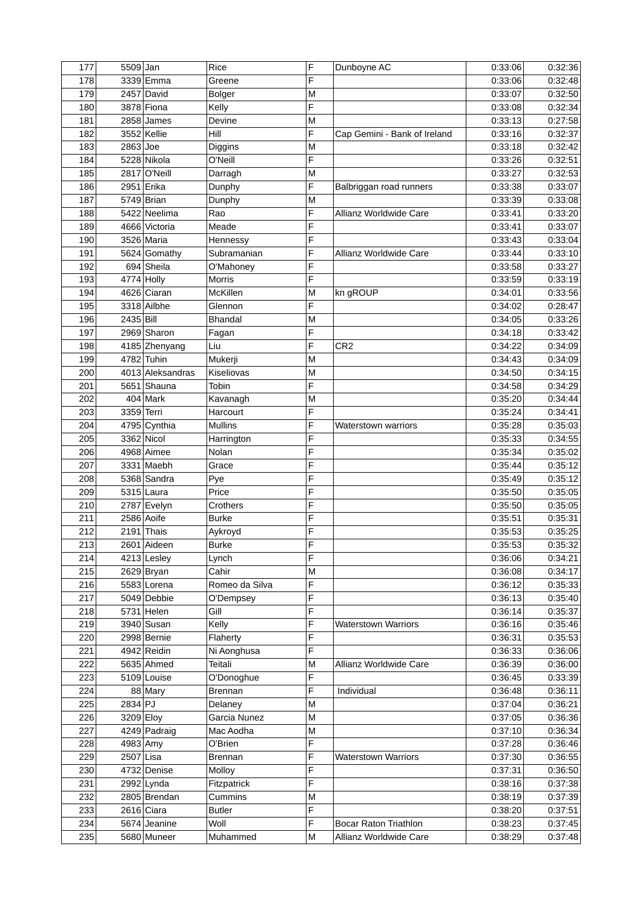| 177 | 5509 | Jan | Rice | F | Dunboyne AC | 0:33:06 | 0:32:36 |
|---|---|---|---|---|---|---|---|
| 178 | 3339 | Emma | Greene | F | | 0:33:06 | 0:32:48 |
| 179 | 2457 | David | Bolger | M | | 0:33:07 | 0:32:50 |
| 180 | 3878 | Fiona | Kelly | F | | 0:33:08 | 0:32:34 |
| 181 | 2858 | James | Devine | M | | 0:33:13 | 0:27:58 |
| 182 | 3552 | Kellie | Hill | F | Cap Gemini - Bank of Ireland | 0:33:16 | 0:32:37 |
| 183 | 2863 | Joe | Diggins | M | | 0:33:18 | 0:32:42 |
| 184 | 5228 | Nikola | O'Neill | F | | 0:33:26 | 0:32:51 |
| 185 | 2817 | O'Neill | Darragh | M | | 0:33:27 | 0:32:53 |
| 186 | 2951 | Erika | Dunphy | F | Balbriggan road runners | 0:33:38 | 0:33:07 |
| 187 | 5749 | Brian | Dunphy | M | | 0:33:39 | 0:33:08 |
| 188 | 5422 | Neelima | Rao | F | Allianz Worldwide Care | 0:33:41 | 0:33:20 |
| 189 | 4666 | Victoria | Meade | F | | 0:33:41 | 0:33:07 |
| 190 | 3526 | Maria | Hennessy | F | | 0:33:43 | 0:33:04 |
| 191 | 5624 | Gomathy | Subramanian | F | Allianz Worldwide Care | 0:33:44 | 0:33:10 |
| 192 | 694 | Sheila | O'Mahoney | F | | 0:33:58 | 0:33:27 |
| 193 | 4774 | Holly | Morris | F | | 0:33:59 | 0:33:19 |
| 194 | 4626 | Ciaran | McKillen | M | kn gROUP | 0:34:01 | 0:33:56 |
| 195 | 3318 | Ailbhe | Glennon | F | | 0:34:02 | 0:28:47 |
| 196 | 2435 | Bill | Bhandal | M | | 0:34:05 | 0:33:26 |
| 197 | 2969 | Sharon | Fagan | F | | 0:34:18 | 0:33:42 |
| 198 | 4185 | Zhenyang | Liu | F | CR2 | 0:34:22 | 0:34:09 |
| 199 | 4782 | Tuhin | Mukerji | M | | 0:34:43 | 0:34:09 |
| 200 | 4013 | Aleksandras | Kiseliovas | M | | 0:34:50 | 0:34:15 |
| 201 | 5651 | Shauna | Tobin | F | | 0:34:58 | 0:34:29 |
| 202 | 404 | Mark | Kavanagh | M | | 0:35:20 | 0:34:44 |
| 203 | 3359 | Terri | Harcourt | F | | 0:35:24 | 0:34:41 |
| 204 | 4795 | Cynthia | Mullins | F | Waterstown warriors | 0:35:28 | 0:35:03 |
| 205 | 3362 | Nicol | Harrington | F | | 0:35:33 | 0:34:55 |
| 206 | 4968 | Aimee | Nolan | F | | 0:35:34 | 0:35:02 |
| 207 | 3331 | Maebh | Grace | F | | 0:35:44 | 0:35:12 |
| 208 | 5368 | Sandra | Pye | F | | 0:35:49 | 0:35:12 |
| 209 | 5315 | Laura | Price | F | | 0:35:50 | 0:35:05 |
| 210 | 2787 | Evelyn | Crothers | F | | 0:35:50 | 0:35:05 |
| 211 | 2586 | Aoife | Burke | F | | 0:35:51 | 0:35:31 |
| 212 | 2191 | Thais | Aykroyd | F | | 0:35:53 | 0:35:25 |
| 213 | 2601 | Aideen | Burke | F | | 0:35:53 | 0:35:32 |
| 214 | 4213 | Lesley | Lynch | F | | 0:36:06 | 0:34:21 |
| 215 | 2629 | Bryan | Cahir | M | | 0:36:08 | 0:34:17 |
| 216 | 5583 | Lorena | Romeo da Silva | F | | 0:36:12 | 0:35:33 |
| 217 | 5049 | Debbie | O'Dempsey | F | | 0:36:13 | 0:35:40 |
| 218 | 5731 | Helen | Gill | F | | 0:36:14 | 0:35:37 |
| 219 | 3940 | Susan | Kelly | F | Waterstown Warriors | 0:36:16 | 0:35:46 |
| 220 | 2998 | Bernie | Flaherty | F | | 0:36:31 | 0:35:53 |
| 221 | 4942 | Reidin | Ni Aonghusa | F | | 0:36:33 | 0:36:06 |
| 222 | 5635 | Ahmed | Teitali | M | Allianz Worldwide Care | 0:36:39 | 0:36:00 |
| 223 | 5109 | Louise | O'Donoghue | F | | 0:36:45 | 0:33:39 |
| 224 | 88 | Mary | Brennan | F | Individual | 0:36:48 | 0:36:11 |
| 225 | 2834 | PJ | Delaney | M | | 0:37:04 | 0:36:21 |
| 226 | 3209 | Eloy | Garcia Nunez | M | | 0:37:05 | 0:36:36 |
| 227 | 4249 | Padraig | Mac Aodha | M | | 0:37:10 | 0:36:34 |
| 228 | 4983 | Amy | O'Brien | F | | 0:37:28 | 0:36:46 |
| 229 | 2507 | Lisa | Brennan | F | Waterstown Warriors | 0:37:30 | 0:36:55 |
| 230 | 4732 | Denise | Molloy | F | | 0:37:31 | 0:36:50 |
| 231 | 2992 | Lynda | Fitzpatrick | F | | 0:38:16 | 0:37:38 |
| 232 | 2805 | Brendan | Cummins | M | | 0:38:19 | 0:37:39 |
| 233 | 2616 | Ciara | Butler | F | | 0:38:20 | 0:37:51 |
| 234 | 5674 | Jeanine | Woll | F | Bocar Raton Triathlon | 0:38:23 | 0:37:45 |
| 235 | 5680 | Muneer | Muhammed | M | Allianz Worldwide Care | 0:38:29 | 0:37:48 |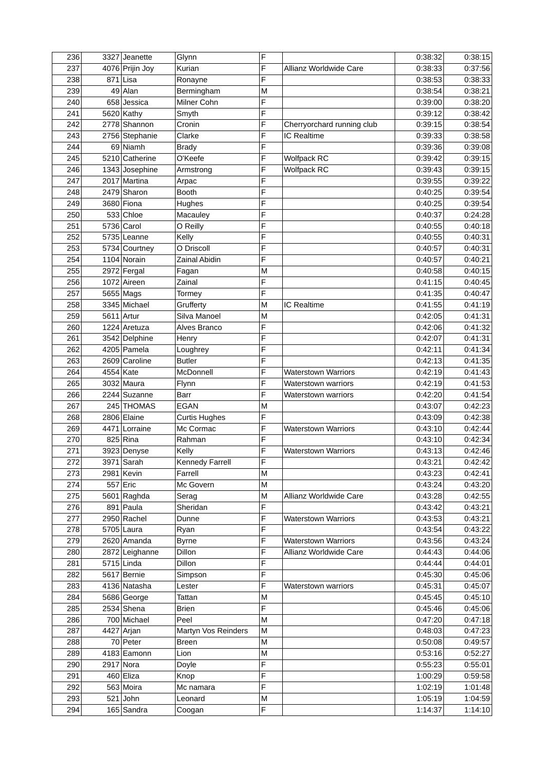| | | | | | | | |
|---|---|---|---|---|---|---|---|
| 236 | 3327 | Jeanette | Glynn | F | | 0:38:32 | 0:38:15 |
| 237 | 4076 | Prijin Joy | Kurian | F | Allianz Worldwide Care | 0:38:33 | 0:37:56 |
| 238 | 871 | Lisa | Ronayne | F | | 0:38:53 | 0:38:33 |
| 239 | 49 | Alan | Bermingham | M | | 0:38:54 | 0:38:21 |
| 240 | 658 | Jessica | Milner Cohn | F | | 0:39:00 | 0:38:20 |
| 241 | 5620 | Kathy | Smyth | F | | 0:39:12 | 0:38:42 |
| 242 | 2778 | Shannon | Cronin | F | Cherryorchard running club | 0:39:15 | 0:38:54 |
| 243 | 2756 | Stephanie | Clarke | F | IC Realtime | 0:39:33 | 0:38:58 |
| 244 | 69 | Niamh | Brady | F | | 0:39:36 | 0:39:08 |
| 245 | 5210 | Catherine | O'Keefe | F | Wolfpack RC | 0:39:42 | 0:39:15 |
| 246 | 1343 | Josephine | Armstrong | F | Wolfpack RC | 0:39:43 | 0:39:15 |
| 247 | 2017 | Martina | Arpac | F | | 0:39:55 | 0:39:22 |
| 248 | 2479 | Sharon | Booth | F | | 0:40:25 | 0:39:54 |
| 249 | 3680 | Fiona | Hughes | F | | 0:40:25 | 0:39:54 |
| 250 | 533 | Chloe | Macauley | F | | 0:40:37 | 0:24:28 |
| 251 | 5736 | Carol | O Reilly | F | | 0:40:55 | 0:40:18 |
| 252 | 5735 | Leanne | Kelly | F | | 0:40:55 | 0:40:31 |
| 253 | 5734 | Courtney | O Driscoll | F | | 0:40:57 | 0:40:31 |
| 254 | 1104 | Norain | Zainal Abidin | F | | 0:40:57 | 0:40:21 |
| 255 | 2972 | Fergal | Fagan | M | | 0:40:58 | 0:40:15 |
| 256 | 1072 | Aireen | Zainal | F | | 0:41:15 | 0:40:45 |
| 257 | 5655 | Mags | Tormey | F | | 0:41:35 | 0:40:47 |
| 258 | 3345 | Michael | Grufferty | M | IC Realtime | 0:41:55 | 0:41:19 |
| 259 | 5611 | Artur | Silva Manoel | M | | 0:42:05 | 0:41:31 |
| 260 | 1224 | Aretuza | Alves Branco | F | | 0:42:06 | 0:41:32 |
| 261 | 3542 | Delphine | Henry | F | | 0:42:07 | 0:41:31 |
| 262 | 4205 | Pamela | Loughrey | F | | 0:42:11 | 0:41:34 |
| 263 | 2609 | Caroline | Butler | F | | 0:42:13 | 0:41:35 |
| 264 | 4554 | Kate | McDonnell | F | Waterstown Warriors | 0:42:19 | 0:41:43 |
| 265 | 3032 | Maura | Flynn | F | Waterstown warriors | 0:42:19 | 0:41:53 |
| 266 | 2244 | Suzanne | Barr | F | Waterstown warriors | 0:42:20 | 0:41:54 |
| 267 | 245 | THOMAS | EGAN | M | | 0:43:07 | 0:42:23 |
| 268 | 2806 | Elaine | Curtis Hughes | F | | 0:43:09 | 0:42:38 |
| 269 | 4471 | Lorraine | Mc Cormac | F | Waterstown Warriors | 0:43:10 | 0:42:44 |
| 270 | 825 | Rina | Rahman | F | | 0:43:10 | 0:42:34 |
| 271 | 3923 | Denyse | Kelly | F | Waterstown Warriors | 0:43:13 | 0:42:46 |
| 272 | 3971 | Sarah | Kennedy Farrell | F | | 0:43:21 | 0:42:42 |
| 273 | 2981 | Kevin | Farrell | M | | 0:43:23 | 0:42:41 |
| 274 | 557 | Eric | Mc Govern | M | | 0:43:24 | 0:43:20 |
| 275 | 5601 | Raghda | Serag | M | Allianz Worldwide Care | 0:43:28 | 0:42:55 |
| 276 | 891 | Paula | Sheridan | F | | 0:43:42 | 0:43:21 |
| 277 | 2950 | Rachel | Dunne | F | Waterstown Warriors | 0:43:53 | 0:43:21 |
| 278 | 5705 | Laura | Ryan | F | | 0:43:54 | 0:43:22 |
| 279 | 2620 | Amanda | Byrne | F | Waterstown Warriors | 0:43:56 | 0:43:24 |
| 280 | 2872 | Leighanne | Dillon | F | Allianz Worldwide Care | 0:44:43 | 0:44:06 |
| 281 | 5715 | Linda | Dillon | F | | 0:44:44 | 0:44:01 |
| 282 | 5617 | Bernie | Simpson | F | | 0:45:30 | 0:45:06 |
| 283 | 4136 | Natasha | Lester | F | Waterstown warriors | 0:45:31 | 0:45:07 |
| 284 | 5686 | George | Tattan | M | | 0:45:45 | 0:45:10 |
| 285 | 2534 | Shena | Brien | F | | 0:45:46 | 0:45:06 |
| 286 | 700 | Michael | Peel | M | | 0:47:20 | 0:47:18 |
| 287 | 4427 | Arjan | Martyn Vos Reinders | M | | 0:48:03 | 0:47:23 |
| 288 | 70 | Peter | Breen | M | | 0:50:08 | 0:49:57 |
| 289 | 4183 | Eamonn | Lion | M | | 0:53:16 | 0:52:27 |
| 290 | 2917 | Nora | Doyle | F | | 0:55:23 | 0:55:01 |
| 291 | 460 | Eliza | Knop | F | | 1:00:29 | 0:59:58 |
| 292 | 563 | Moira | Mc namara | F | | 1:02:19 | 1:01:48 |
| 293 | 521 | John | Leonard | M | | 1:05:19 | 1:04:59 |
| 294 | 165 | Sandra | Coogan | F | | 1:14:37 | 1:14:10 |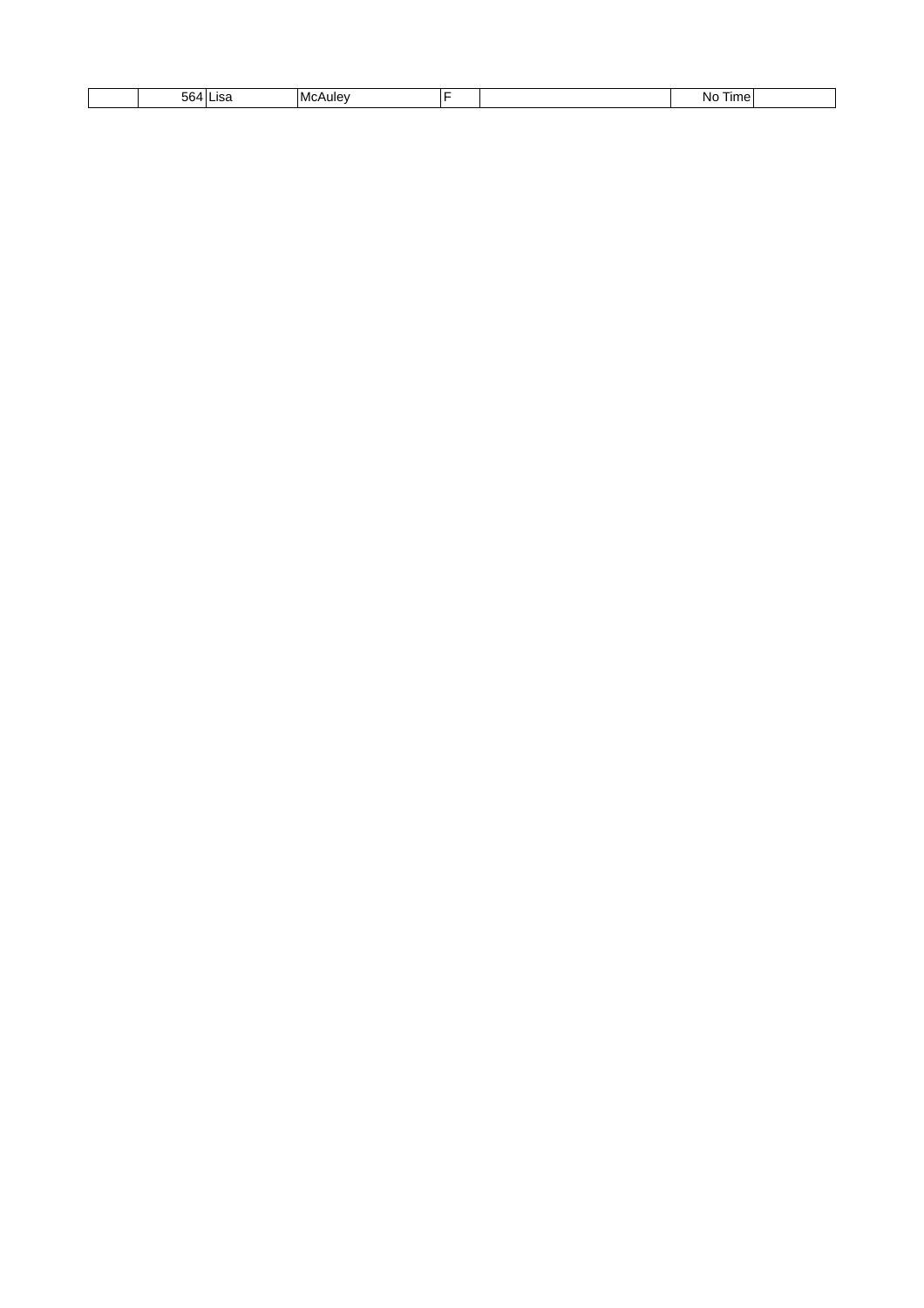| | | | | | | | |
|---|---|---|---|---|---|---|---|
| | 564 | Lisa | McAuley | F | | No Time | |